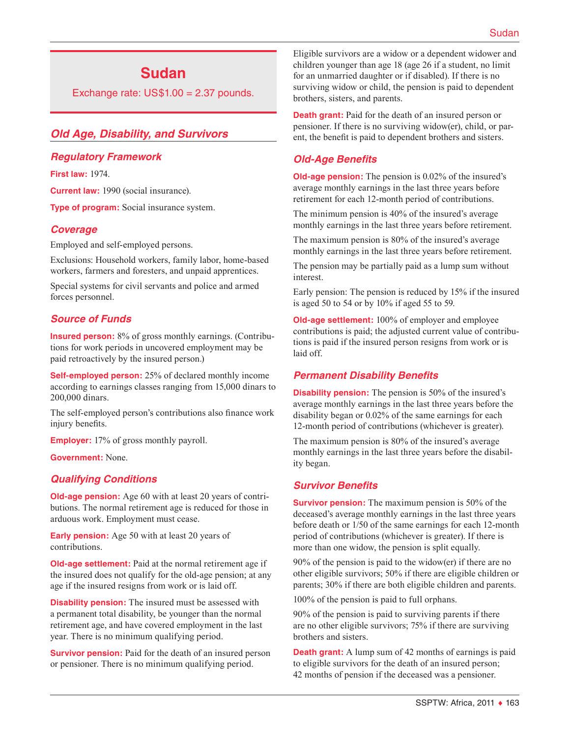# Sudan

Exchange rate: US$1.00 = 2.37 pounds.

## Old Age, Disability, and Survivors

### Regulatory Framework

**First law:** 1974.

**Current law:** 1990 (social insurance).

**Type of program:** Social insurance system.

### Coverage

Employed and self-employed persons.

Exclusions: Household workers, family labor, home-based workers, farmers and foresters, and unpaid apprentices.

Special systems for civil servants and police and armed forces personnel.

### Source of Funds

**Insured person:** 8% of gross monthly earnings. (Contributions for work periods in uncovered employment may be paid retroactively by the insured person.)

**Self-employed person:** 25% of declared monthly income according to earnings classes ranging from 15,000 dinars to 200,000 dinars.

The self-employed person's contributions also finance work injury benefits.

**Employer:** 17% of gross monthly payroll.

**Government:** None.

### Qualifying Conditions

**Old-age pension:** Age 60 with at least 20 years of contributions. The normal retirement age is reduced for those in arduous work. Employment must cease.

**Early pension:** Age 50 with at least 20 years of contributions.

**Old-age settlement:** Paid at the normal retirement age if the insured does not qualify for the old-age pension; at any age if the insured resigns from work or is laid off.

**Disability pension:** The insured must be assessed with a permanent total disability, be younger than the normal retirement age, and have covered employment in the last year. There is no minimum qualifying period.

**Survivor pension:** Paid for the death of an insured person or pensioner. There is no minimum qualifying period.

Eligible survivors are a widow or a dependent widower and children younger than age 18 (age 26 if a student, no limit for an unmarried daughter or if disabled). If there is no surviving widow or child, the pension is paid to dependent brothers, sisters, and parents.

**Death grant:** Paid for the death of an insured person or pensioner. If there is no surviving widow(er), child, or parent, the benefit is paid to dependent brothers and sisters.

### Old-Age Benefits

**Old-age pension:** The pension is 0.02% of the insured's average monthly earnings in the last three years before retirement for each 12-month period of contributions.

The minimum pension is 40% of the insured's average monthly earnings in the last three years before retirement.

The maximum pension is 80% of the insured's average monthly earnings in the last three years before retirement.

The pension may be partially paid as a lump sum without interest.

Early pension: The pension is reduced by 15% if the insured is aged 50 to 54 or by 10% if aged 55 to 59.

**Old-age settlement:** 100% of employer and employee contributions is paid; the adjusted current value of contributions is paid if the insured person resigns from work or is laid off.

### Permanent Disability Benefits

**Disability pension:** The pension is 50% of the insured's average monthly earnings in the last three years before the disability began or 0.02% of the same earnings for each 12-month period of contributions (whichever is greater).

The maximum pension is 80% of the insured's average monthly earnings in the last three years before the disability began.

### Survivor Benefits

**Survivor pension:** The maximum pension is 50% of the deceased's average monthly earnings in the last three years before death or 1/50 of the same earnings for each 12-month period of contributions (whichever is greater). If there is more than one widow, the pension is split equally.

90% of the pension is paid to the widow(er) if there are no other eligible survivors; 50% if there are eligible children or parents; 30% if there are both eligible children and parents.

100% of the pension is paid to full orphans.

90% of the pension is paid to surviving parents if there are no other eligible survivors; 75% if there are surviving brothers and sisters.

**Death grant:** A lump sum of 42 months of earnings is paid to eligible survivors for the death of an insured person; 42 months of pension if the deceased was a pensioner.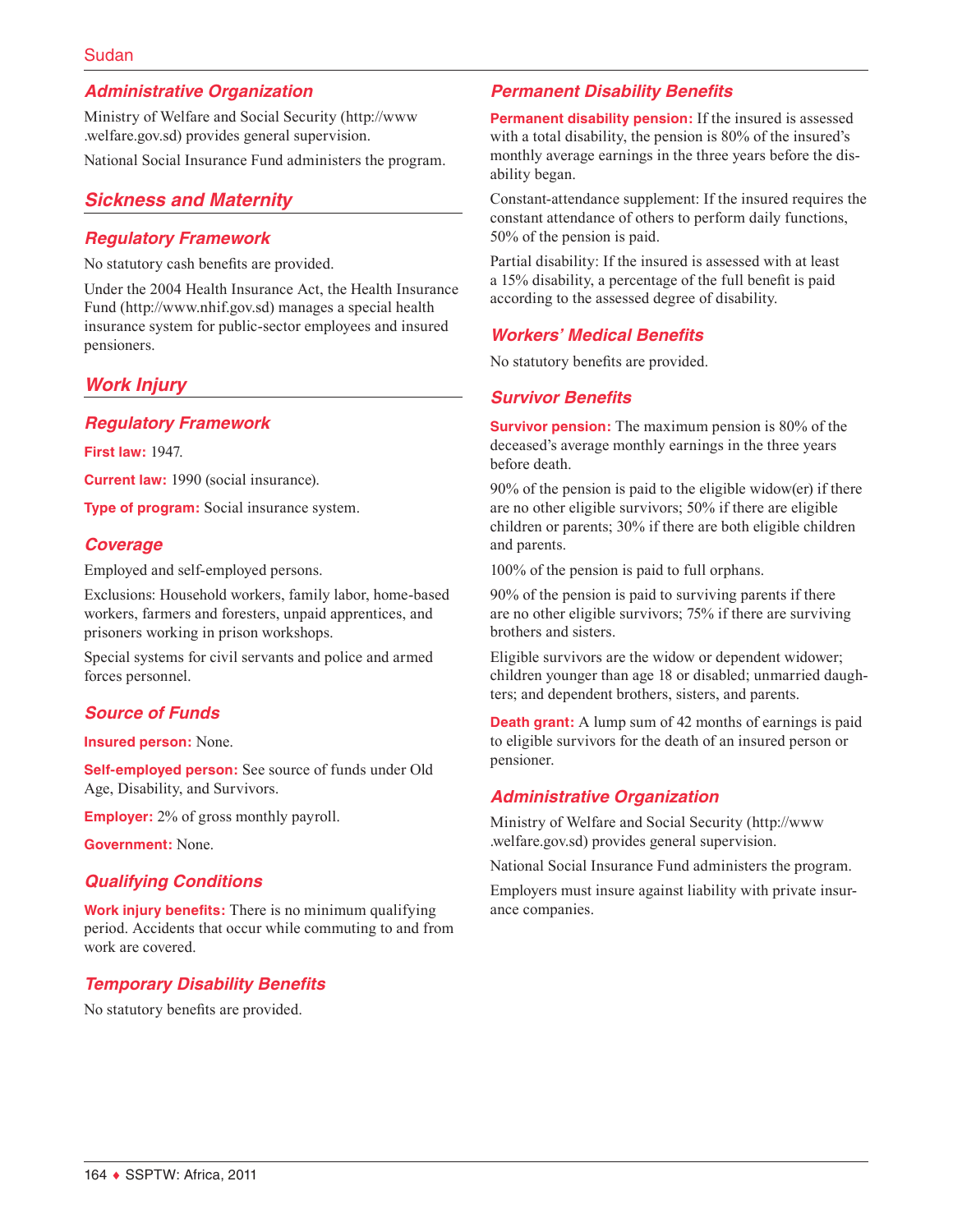### Administrative Organization

Ministry of Welfare and Social Security (http://www.welfare.gov.sd) provides general supervision.

National Social Insurance Fund administers the program.

## Sickness and Maternity

### Regulatory Framework

No statutory cash benefits are provided.

Under the 2004 Health Insurance Act, the Health Insurance Fund (http://www.nhif.gov.sd) manages a special health insurance system for public-sector employees and insured pensioners.

## Work Injury

### Regulatory Framework

**First law:** 1947.

**Current law:** 1990 (social insurance).

**Type of program:** Social insurance system.

### Coverage

Employed and self-employed persons.

Exclusions: Household workers, family labor, home-based workers, farmers and foresters, unpaid apprentices, and prisoners working in prison workshops.

Special systems for civil servants and police and armed forces personnel.

### Source of Funds

**Insured person:** None.

**Self-employed person:** See source of funds under Old Age, Disability, and Survivors.

**Employer:** 2% of gross monthly payroll.

**Government:** None.

### Qualifying Conditions

**Work injury benefits:** There is no minimum qualifying period. Accidents that occur while commuting to and from work are covered.

### Temporary Disability Benefits

No statutory benefits are provided.

### Permanent Disability Benefits

**Permanent disability pension:** If the insured is assessed with a total disability, the pension is 80% of the insured's monthly average earnings in the three years before the disability began.

Constant-attendance supplement: If the insured requires the constant attendance of others to perform daily functions, 50% of the pension is paid.

Partial disability: If the insured is assessed with at least a 15% disability, a percentage of the full benefit is paid according to the assessed degree of disability.

### Workers' Medical Benefits

No statutory benefits are provided.

### Survivor Benefits

**Survivor pension:** The maximum pension is 80% of the deceased's average monthly earnings in the three years before death.

90% of the pension is paid to the eligible widow(er) if there are no other eligible survivors; 50% if there are eligible children or parents; 30% if there are both eligible children and parents.

100% of the pension is paid to full orphans.

90% of the pension is paid to surviving parents if there are no other eligible survivors; 75% if there are surviving brothers and sisters.

Eligible survivors are the widow or dependent widower; children younger than age 18 or disabled; unmarried daughters; and dependent brothers, sisters, and parents.

**Death grant:** A lump sum of 42 months of earnings is paid to eligible survivors for the death of an insured person or pensioner.

### Administrative Organization

Ministry of Welfare and Social Security (http://www.welfare.gov.sd) provides general supervision.

National Social Insurance Fund administers the program.

Employers must insure against liability with private insurance companies.